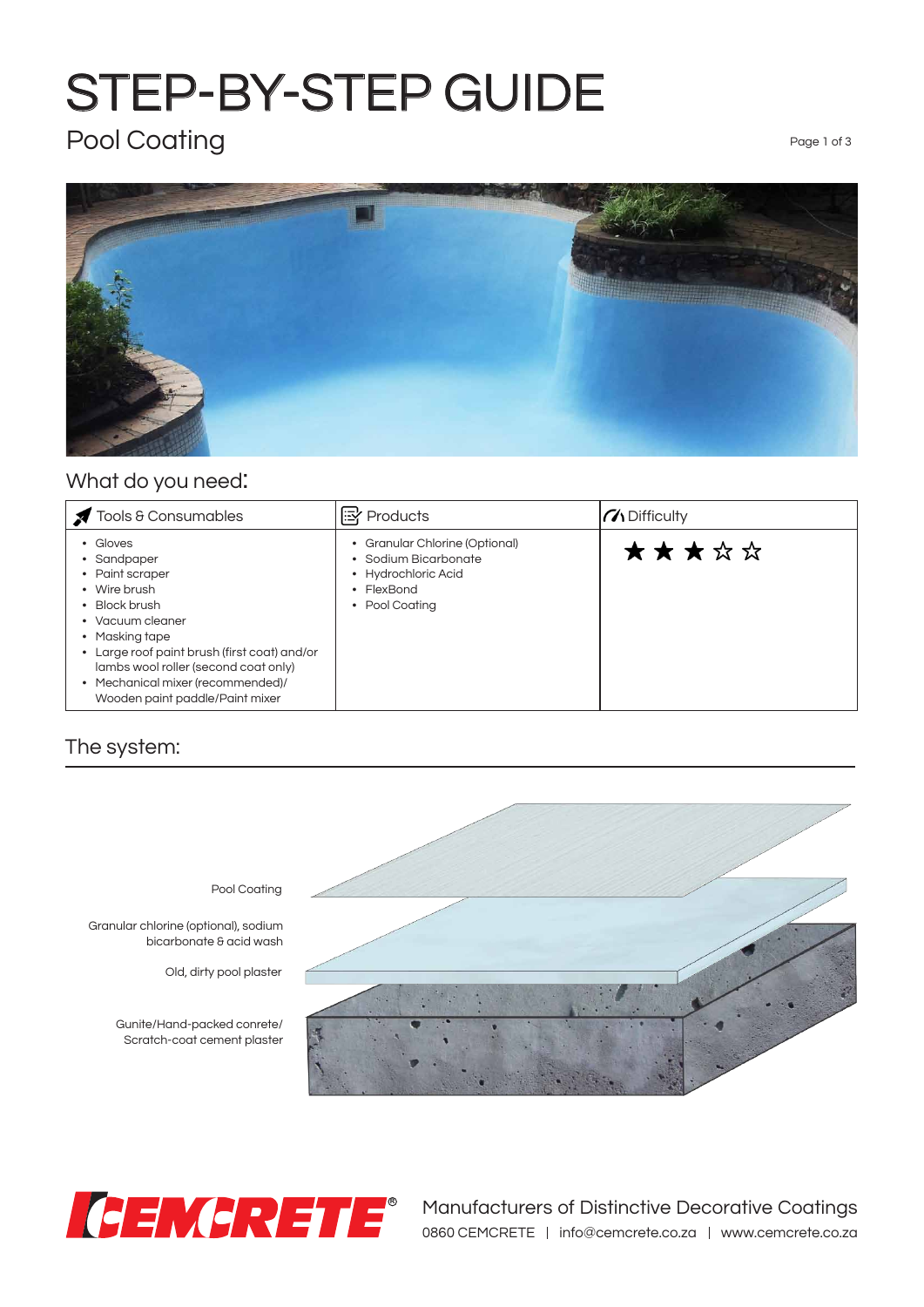# STEP-BY-STEP GUIDE

## Pool Coating

## What do you need:

| Tools & Consumables | Products | Difficulty |
|---|---|---|
| • Gloves<br>• Sandpaper<br>• Paint scraper<br>• Wire brush<br>• Block brush<br>• Vacuum cleaner<br>• Masking tape<br>• Large roof paint brush (first coat) and/or lambs wool roller (second coat only)<br>• Mechanical mixer (recommended)/ Wooden paint paddle/Paint mixer | • Granular Chlorine (Optional)<br>• Sodium Bicarbonate<br>• Hydrochloric Acid<br>• FlexBond<br>• Pool Coating | ★★★☆☆ |

## The system:

Pool Coating

Granular chlorine (optional), sodium bicarbonate & acid wash

Old, dirty pool plaster

Gunite/Hand-packed conrete/ Scratch-coat cement plaster

**CEMCRETE®**

Manufacturers of Distinctive Decorative Coatings

0860 CEMCRETE | info@cemcrete.co.za | www.cemcrete.co.za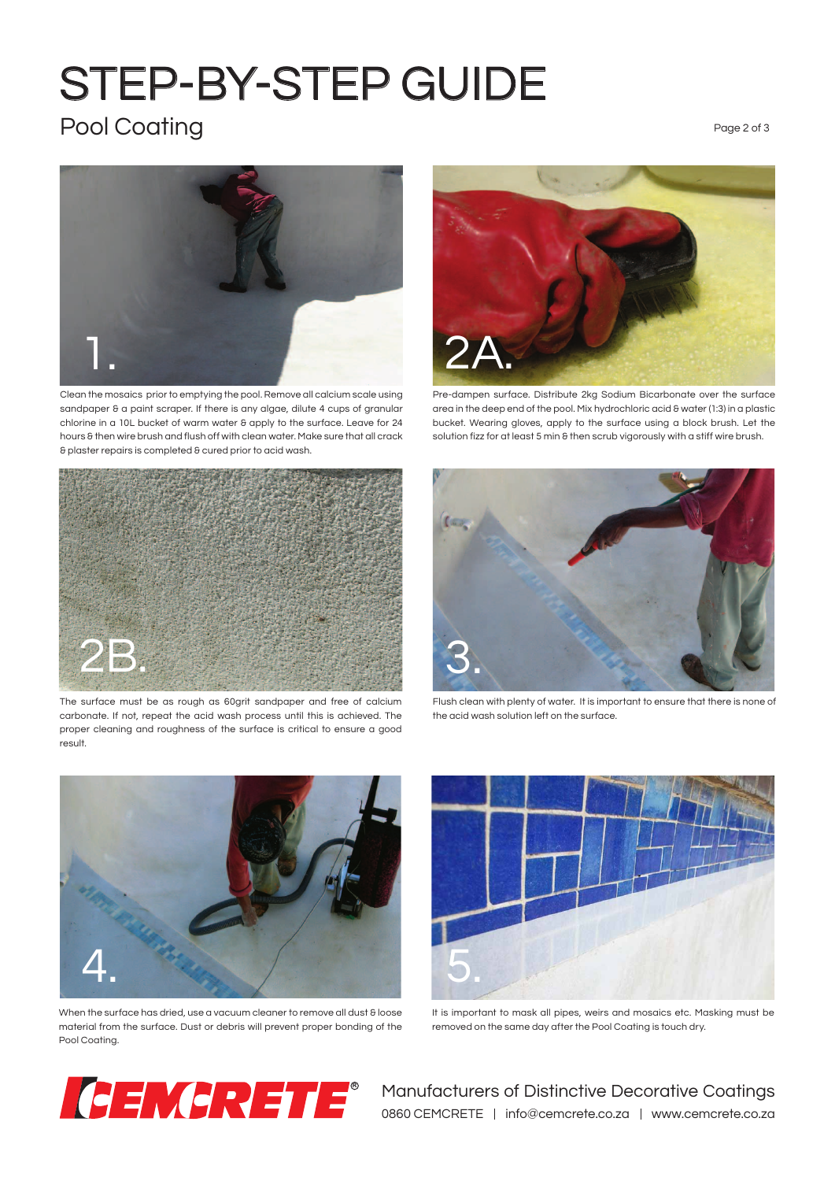# STEP-BY-STEP GUIDE

## Pool Coating

**1.** Clean the mosaics prior to emptying the pool. Remove all calcium scale using sandpaper & a paint scraper. If there is any algae, dilute 4 cups of granular chlorine in a 10L bucket of warm water & apply to the surface. Leave for 24 hours & then wire brush and flush off with clean water. Make sure that all crack & plaster repairs is completed & cured prior to acid wash.

**2A.** Pre-dampen surface. Distribute 2kg Sodium Bicarbonate over the surface area in the deep end of the pool. Mix hydrochloric acid & water (1:3) in a plastic bucket. Wearing gloves, apply to the surface using a block brush. Let the solution fizz for at least 5 min & then scrub vigorously with a stiff wire brush.

**2B.** The surface must be as rough as 60grit sandpaper and free of calcium carbonate. If not, repeat the acid wash process until this is achieved. The proper cleaning and roughness of the surface is critical to ensure a good result.

**3.** Flush clean with plenty of water. It is important to ensure that there is none of the acid wash solution left on the surface.

**4.** When the surface has dried, use a vacuum cleaner to remove all dust & loose material from the surface. Dust or debris will prevent proper bonding of the Pool Coating.

**5.** It is important to mask all pipes, weirs and mosaics etc. Masking must be removed on the same day after the Pool Coating is touch dry.

CEMCRETE®

Manufacturers of Distinctive Decorative Coatings

0860 CEMCRETE | info@cemcrete.co.za | www.cemcrete.co.za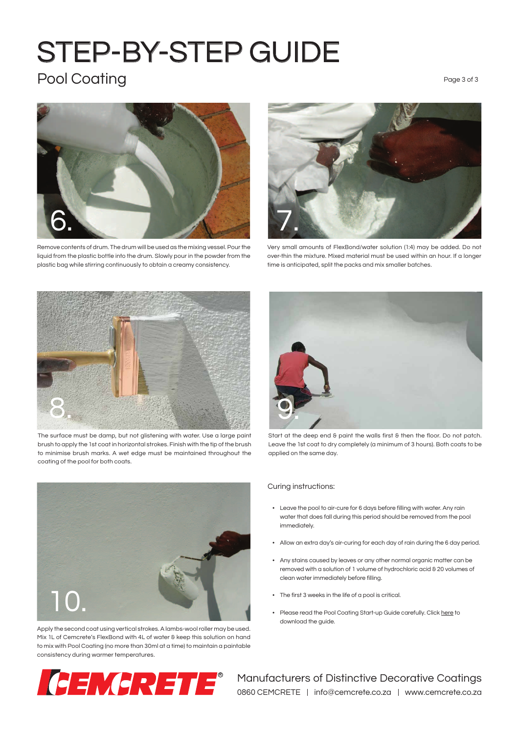# STEP-BY-STEP GUIDE

## Pool Coating

6.

Remove contents of drum. The drum will be used as the mixing vessel. Pour the liquid from the plastic bottle into the drum. Slowly pour in the powder from the plastic bag while stirring continuously to obtain a creamy consistency.

7.

Very small amounts of FlexBond/water solution (1:4) may be added. Do not over-thin the mixture. Mixed material must be used within an hour. If a longer time is anticipated, split the packs and mix smaller batches.

8.

The surface must be damp, but not glistening with water. Use a large paint brush to apply the 1st coat in horizontal strokes. Finish with the tip of the brush to minimise brush marks. A wet edge must be maintained throughout the coating of the pool for both coats.

9.

Start at the deep end & paint the walls first & then the floor. Do not patch. Leave the 1st coat to dry completely (a minimum of 3 hours). Both coats to be applied on the same day.

10.

Apply the second coat using vertical strokes. A lambs-wool roller may be used. Mix 1L of Cemcrete's FlexBond with 4L of water & keep this solution on hand to mix with Pool Coating (no more than 30ml at a time) to maintain a paintable consistency during warmer temperatures.

### Curing instructions:

- Leave the pool to air-cure for 6 days before filling with water. Any rain water that does fall during this period should be removed from the pool immediately.
- Allow an extra day's air-curing for each day of rain during the 6 day period.
- Any stains caused by leaves or any other normal organic matter can be removed with a solution of 1 volume of hydrochloric acid & 20 volumes of clean water immediately before filling.
- The first 3 weeks in the life of a pool is critical.
- Please read the Pool Coating Start-up Guide carefully. Click here to download the guide.

CEMCRETE®

Manufacturers of Distinctive Decorative Coatings

0860 CEMCRETE | info@cemcrete.co.za | www.cemcrete.co.za